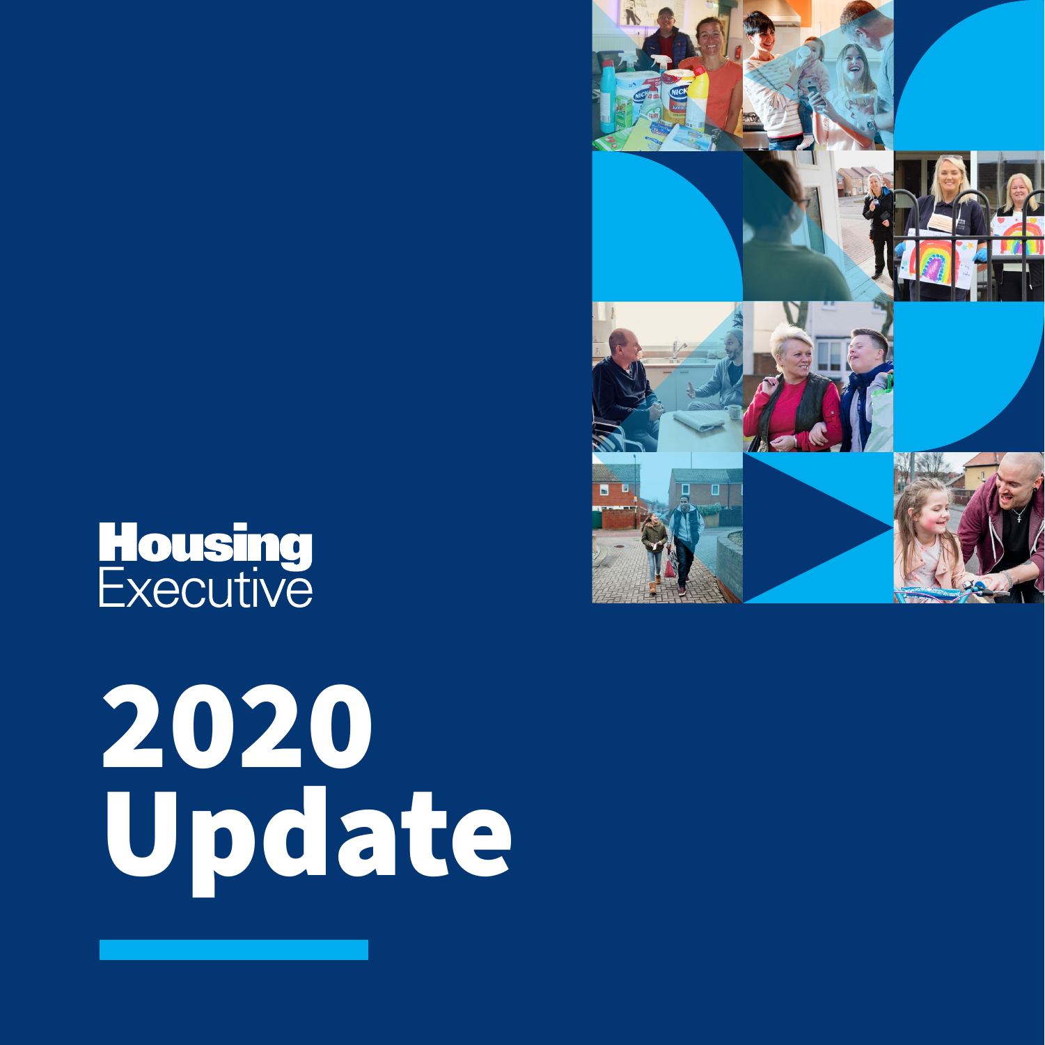Housing Executive

# 2020 Update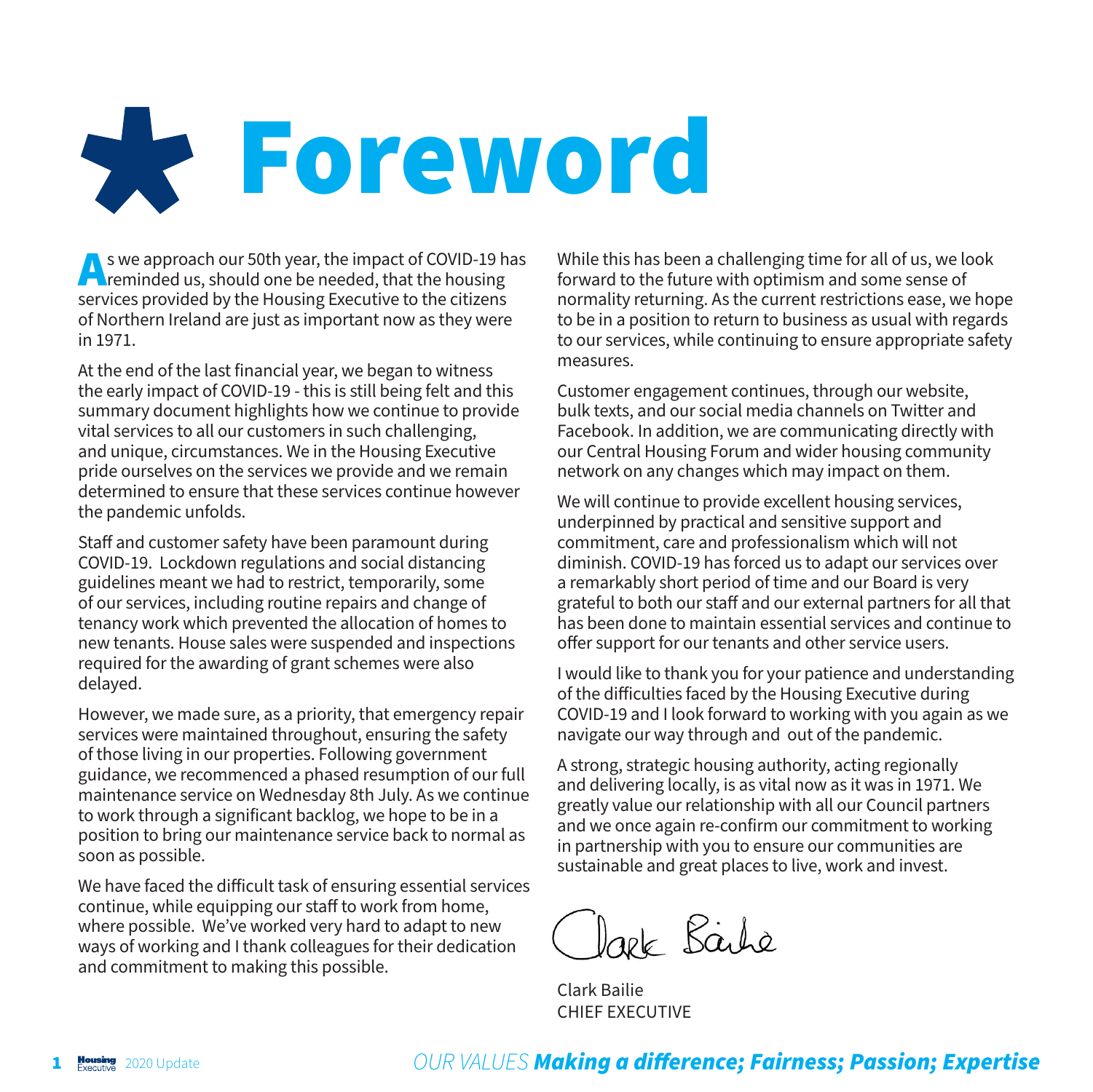# Foreword

As we approach our 50th year, the impact of COVID-19 has reminded us, should one be needed, that the housing services provided by the Housing Executive to the citizens of Northern Ireland are just as important now as they were in 1971.

At the end of the last financial year, we began to witness the early impact of COVID-19 - this is still being felt and this summary document highlights how we continue to provide vital services to all our customers in such challenging, and unique, circumstances. We in the Housing Executive pride ourselves on the services we provide and we remain determined to ensure that these services continue however the pandemic unfolds.

Staff and customer safety have been paramount during COVID-19. Lockdown regulations and social distancing guidelines meant we had to restrict, temporarily, some of our services, including routine repairs and change of tenancy work which prevented the allocation of homes to new tenants. House sales were suspended and inspections required for the awarding of grant schemes were also delayed.

However, we made sure, as a priority, that emergency repair services were maintained throughout, ensuring the safety of those living in our properties. Following government guidance, we recommenced a phased resumption of our full maintenance service on Wednesday 8th July. As we continue to work through a significant backlog, we hope to be in a position to bring our maintenance service back to normal as soon as possible.

We have faced the difficult task of ensuring essential services continue, while equipping our staff to work from home, where possible. We've worked very hard to adapt to new ways of working and I thank colleagues for their dedication and commitment to making this possible.

While this has been a challenging time for all of us, we look forward to the future with optimism and some sense of normality returning. As the current restrictions ease, we hope to be in a position to return to business as usual with regards to our services, while continuing to ensure appropriate safety measures.

Customer engagement continues, through our website, bulk texts, and our social media channels on Twitter and Facebook. In addition, we are communicating directly with our Central Housing Forum and wider housing community network on any changes which may impact on them.

We will continue to provide excellent housing services, underpinned by practical and sensitive support and commitment, care and professionalism which will not diminish. COVID-19 has forced us to adapt our services over a remarkably short period of time and our Board is very grateful to both our staff and our external partners for all that has been done to maintain essential services and continue to offer support for our tenants and other service users.

I would like to thank you for your patience and understanding of the difficulties faced by the Housing Executive during COVID-19 and I look forward to working with you again as we navigate our way through and out of the pandemic.

A strong, strategic housing authority, acting regionally and delivering locally, is as vital now as it was in 1971. We greatly value our relationship with all our Council partners and we once again re-confirm our commitment to working in partnership with you to ensure our communities are sustainable and great places to live, work and invest.

Clark Bailie
CHIEF EXECUTIVE

*OUR VALUES* ***Making a difference; Fairness; Passion; Expertise***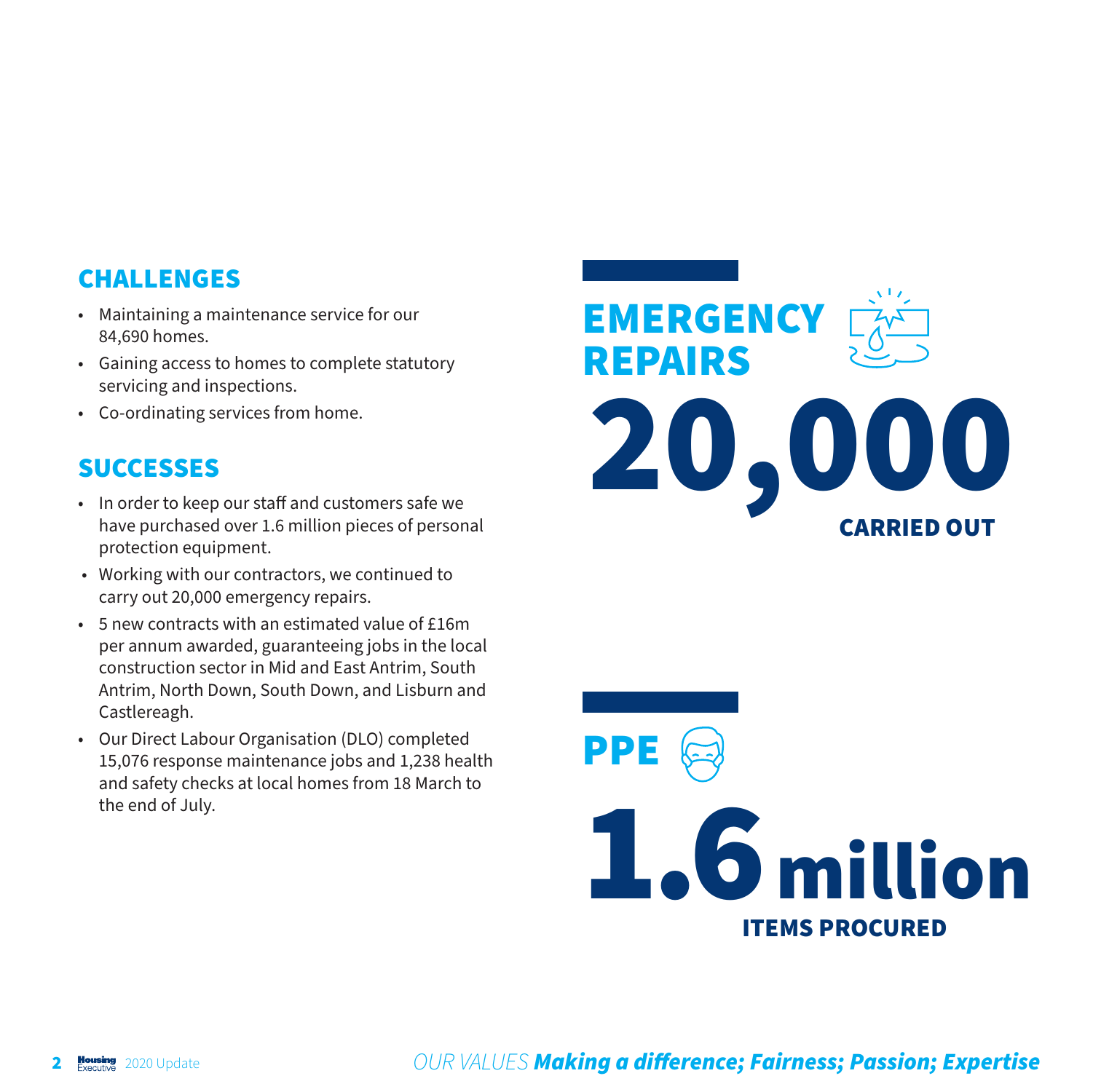## CHALLENGES

- Maintaining a maintenance service for our 84,690 homes.
- Gaining access to homes to complete statutory servicing and inspections.
- Co-ordinating services from home.

## SUCCESSES

- In order to keep our staff and customers safe we have purchased over 1.6 million pieces of personal protection equipment.
- Working with our contractors, we continued to carry out 20,000 emergency repairs.
- 5 new contracts with an estimated value of £16m per annum awarded, guaranteeing jobs in the local construction sector in Mid and East Antrim, South Antrim, North Down, South Down, and Lisburn and Castlereagh.
- Our Direct Labour Organisation (DLO) completed 15,076 response maintenance jobs and 1,238 health and safety checks at local homes from 18 March to the end of July.

## EMERGENCY REPAIRS

**20,000**

**CARRIED OUT**

## PPE

**1.6 million**

**ITEMS PROCURED**

*OUR VALUES* ***Making a difference; Fairness; Passion; Expertise***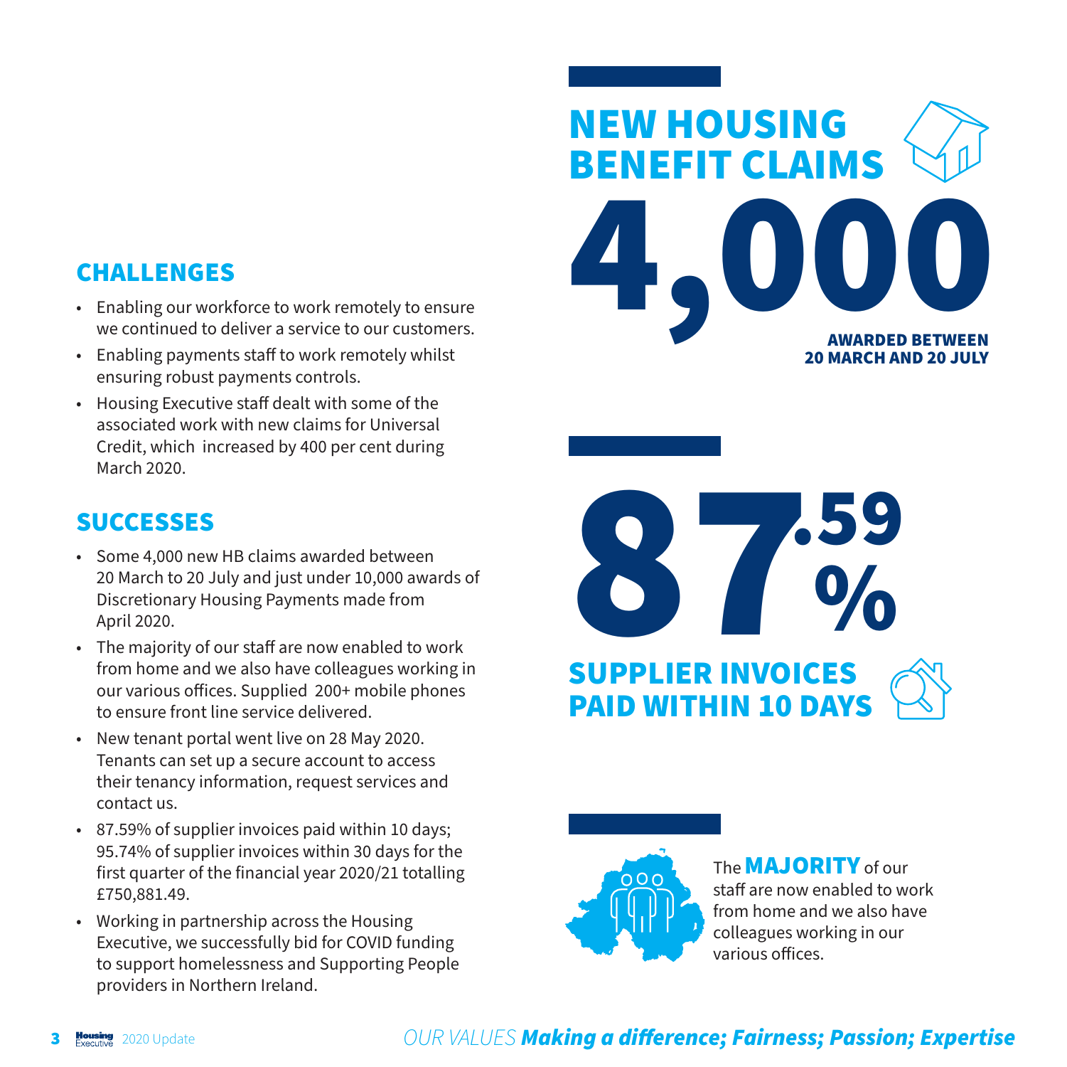## CHALLENGES

- Enabling our workforce to work remotely to ensure we continued to deliver a service to our customers.
- Enabling payments staff to work remotely whilst ensuring robust payments controls.
- Housing Executive staff dealt with some of the associated work with new claims for Universal Credit, which increased by 400 per cent during March 2020.

## SUCCESSES

- Some 4,000 new HB claims awarded between 20 March to 20 July and just under 10,000 awards of Discretionary Housing Payments made from April 2020.
- The majority of our staff are now enabled to work from home and we also have colleagues working in our various offices. Supplied 200+ mobile phones to ensure front line service delivered.
- New tenant portal went live on 28 May 2020. Tenants can set up a secure account to access their tenancy information, request services and contact us.
- 87.59% of supplier invoices paid within 10 days; 95.74% of supplier invoices within 30 days for the first quarter of the financial year 2020/21 totalling £750,881.49.
- Working in partnership across the Housing Executive, we successfully bid for COVID funding to support homelessness and Supporting People providers in Northern Ireland.

## NEW HOUSING BENEFIT CLAIMS

# 4,000

**AWARDED BETWEEN 20 MARCH AND 20 JULY**

# 87.59%

## SUPPLIER INVOICES PAID WITHIN 10 DAYS

The **MAJORITY** of our staff are now enabled to work from home and we also have colleagues working in our various offices.

*OUR VALUES* ***Making a difference; Fairness; Passion; Expertise***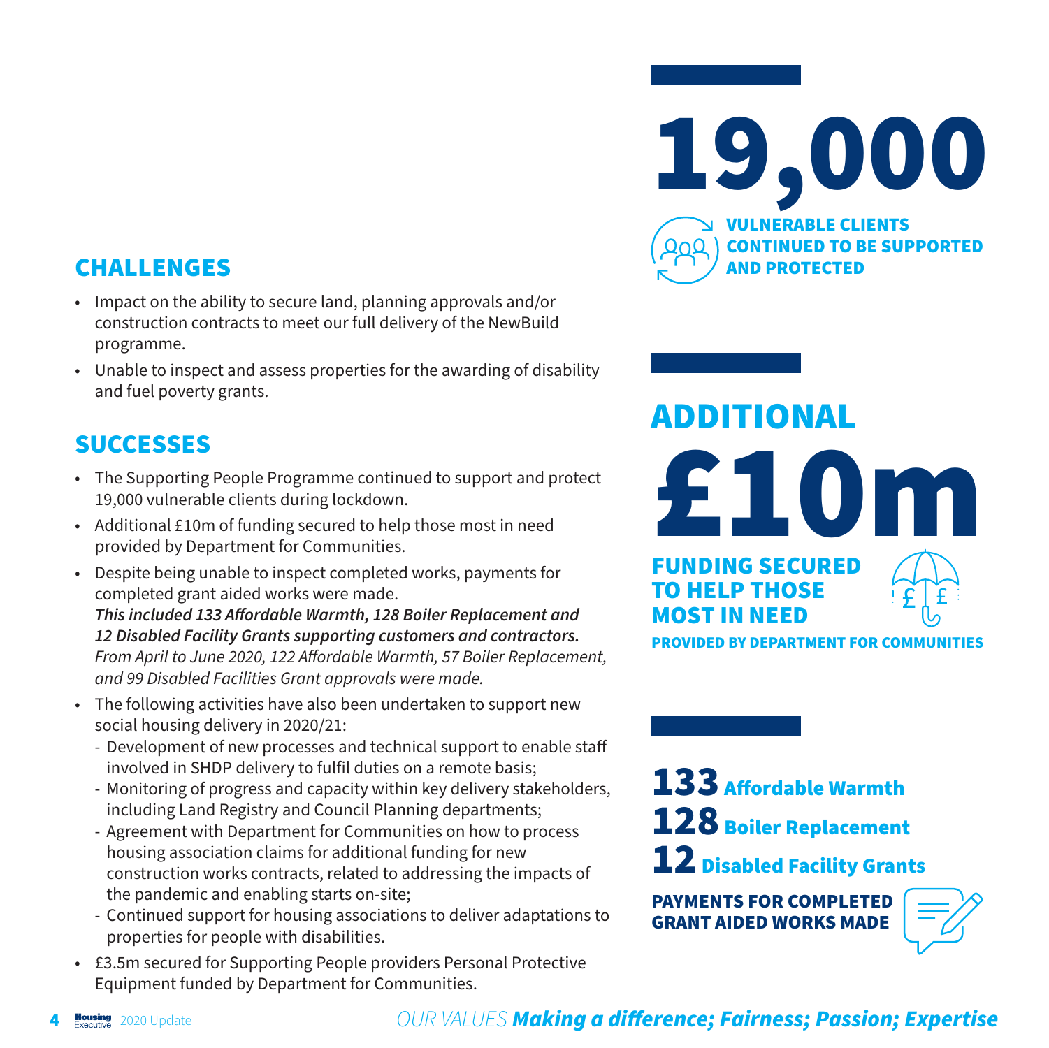## CHALLENGES

- Impact on the ability to secure land, planning approvals and/or construction contracts to meet our full delivery of the NewBuild programme.
- Unable to inspect and assess properties for the awarding of disability and fuel poverty grants.

## SUCCESSES

- The Supporting People Programme continued to support and protect 19,000 vulnerable clients during lockdown.
- Additional £10m of funding secured to help those most in need provided by Department for Communities.
- Despite being unable to inspect completed works, payments for completed grant aided works were made.
  ***This included 133 Affordable Warmth, 128 Boiler Replacement and 12 Disabled Facility Grants supporting customers and contractors.***
  *From April to June 2020, 122 Affordable Warmth, 57 Boiler Replacement, and 99 Disabled Facilities Grant approvals were made.*
- The following activities have also been undertaken to support new social housing delivery in 2020/21:
  - Development of new processes and technical support to enable staff involved in SHDP delivery to fulfil duties on a remote basis;
  - Monitoring of progress and capacity within key delivery stakeholders, including Land Registry and Council Planning departments;
  - Agreement with Department for Communities on how to process housing association claims for additional funding for new construction works contracts, related to addressing the impacts of the pandemic and enabling starts on-site;
  - Continued support for housing associations to deliver adaptations to properties for people with disabilities.
- £3.5m secured for Supporting People providers Personal Protective Equipment funded by Department for Communities.

**19,000**
**VULNERABLE CLIENTS CONTINUED TO BE SUPPORTED AND PROTECTED**

**ADDITIONAL £10m**
**FUNDING SECURED TO HELP THOSE MOST IN NEED**
**PROVIDED BY DEPARTMENT FOR COMMUNITIES**

**133** Affordable Warmth
**128** Boiler Replacement
**12** Disabled Facility Grants

**PAYMENTS FOR COMPLETED GRANT AIDED WORKS MADE**

*OUR VALUES **Making a difference; Fairness; Passion; Expertise***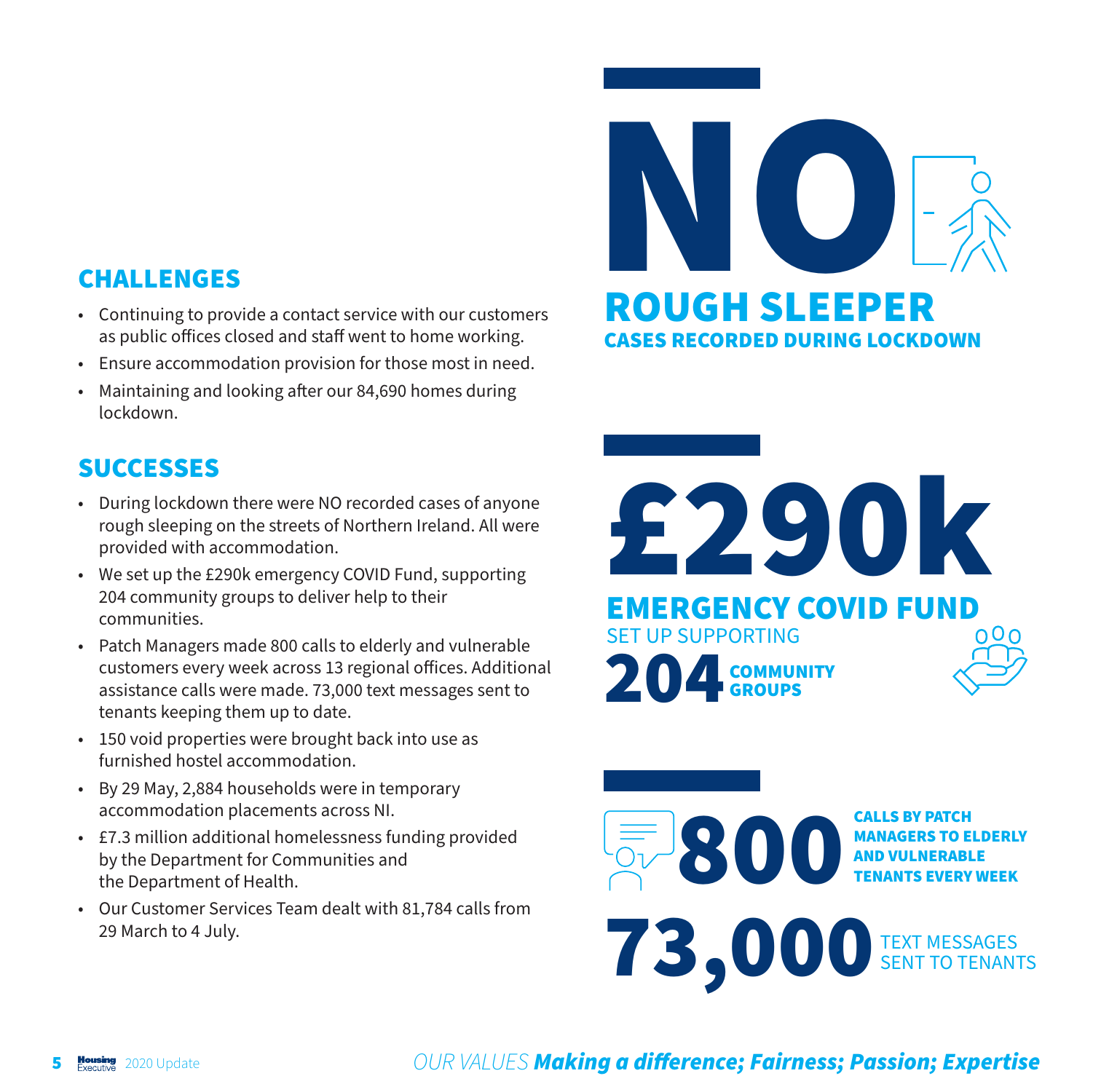## CHALLENGES

- Continuing to provide a contact service with our customers as public offices closed and staff went to home working.
- Ensure accommodation provision for those most in need.
- Maintaining and looking after our 84,690 homes during lockdown.

## SUCCESSES

- During lockdown there were NO recorded cases of anyone rough sleeping on the streets of Northern Ireland. All were provided with accommodation.
- We set up the £290k emergency COVID Fund, supporting 204 community groups to deliver help to their communities.
- Patch Managers made 800 calls to elderly and vulnerable customers every week across 13 regional offices. Additional assistance calls were made. 73,000 text messages sent to tenants keeping them up to date.
- 150 void properties were brought back into use as furnished hostel accommodation.
- By 29 May, 2,884 households were in temporary accommodation placements across NI.
- £7.3 million additional homelessness funding provided by the Department for Communities and the Department of Health.
- Our Customer Services Team dealt with 81,784 calls from 29 March to 4 July.

**NO**
**ROUGH SLEEPER**
**CASES RECORDED DURING LOCKDOWN**

**£290k**
**EMERGENCY COVID FUND**
SET UP SUPPORTING
**204 COMMUNITY GROUPS**

**800 CALLS BY PATCH MANAGERS TO ELDERLY AND VULNERABLE TENANTS EVERY WEEK**

**73,000** TEXT MESSAGES SENT TO TENANTS

*OUR VALUES* ***Making a difference; Fairness; Passion; Expertise***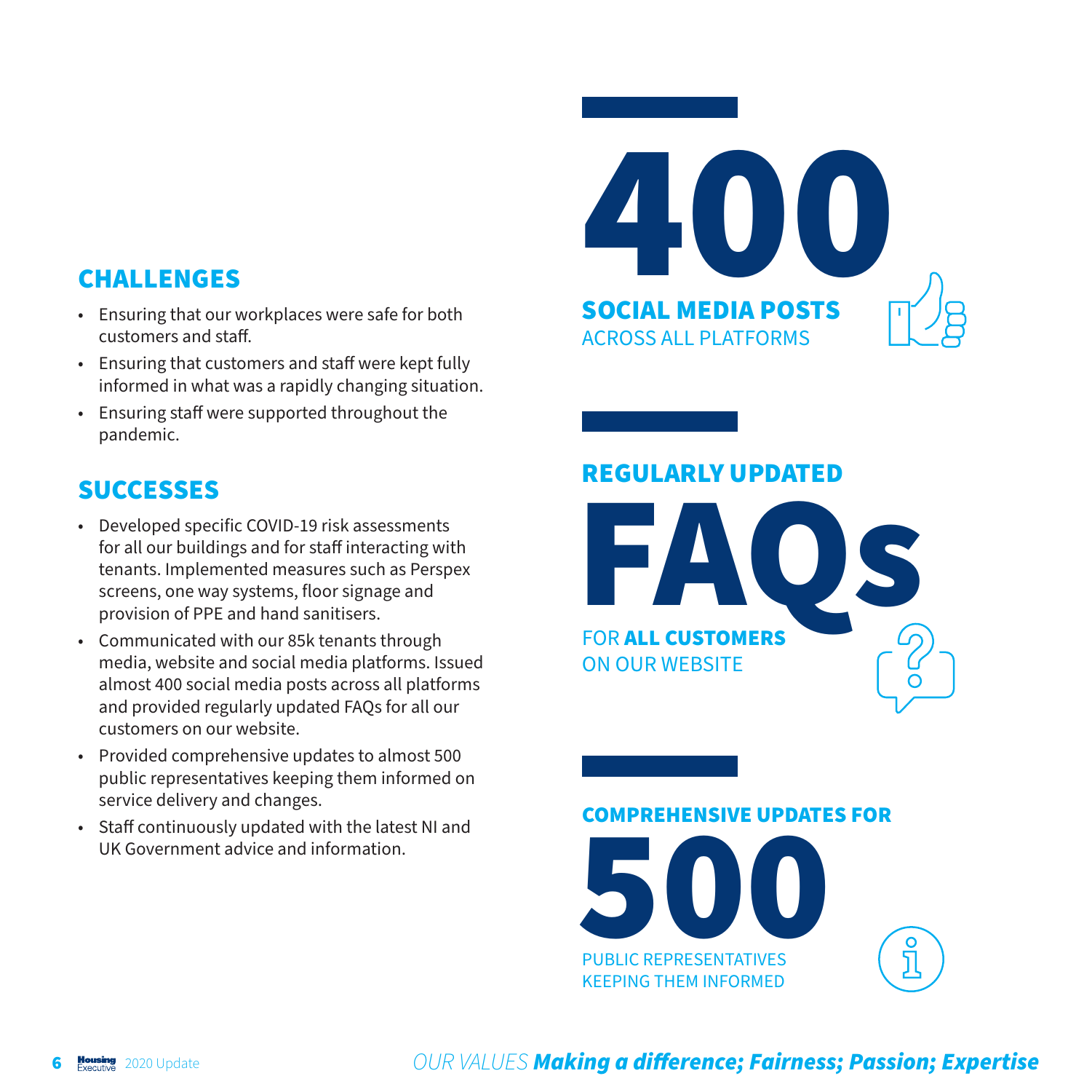## CHALLENGES

- Ensuring that our workplaces were safe for both customers and staff.
- Ensuring that customers and staff were kept fully informed in what was a rapidly changing situation.
- Ensuring staff were supported throughout the pandemic.

## SUCCESSES

- Developed specific COVID-19 risk assessments for all our buildings and for staff interacting with tenants. Implemented measures such as Perspex screens, one way systems, floor signage and provision of PPE and hand sanitisers.
- Communicated with our 85k tenants through media, website and social media platforms. Issued almost 400 social media posts across all platforms and provided regularly updated FAQs for all our customers on our website.
- Provided comprehensive updates to almost 500 public representatives keeping them informed on service delivery and changes.
- Staff continuously updated with the latest NI and UK Government advice and information.

# 400

**SOCIAL MEDIA POSTS**
ACROSS ALL PLATFORMS

**REGULARLY UPDATED**

# FAQs

FOR **ALL CUSTOMERS**
ON OUR WEBSITE

**COMPREHENSIVE UPDATES FOR**

# 500

PUBLIC REPRESENTATIVES
KEEPING THEM INFORMED

*OUR VALUES* ***Making a difference; Fairness; Passion; Expertise***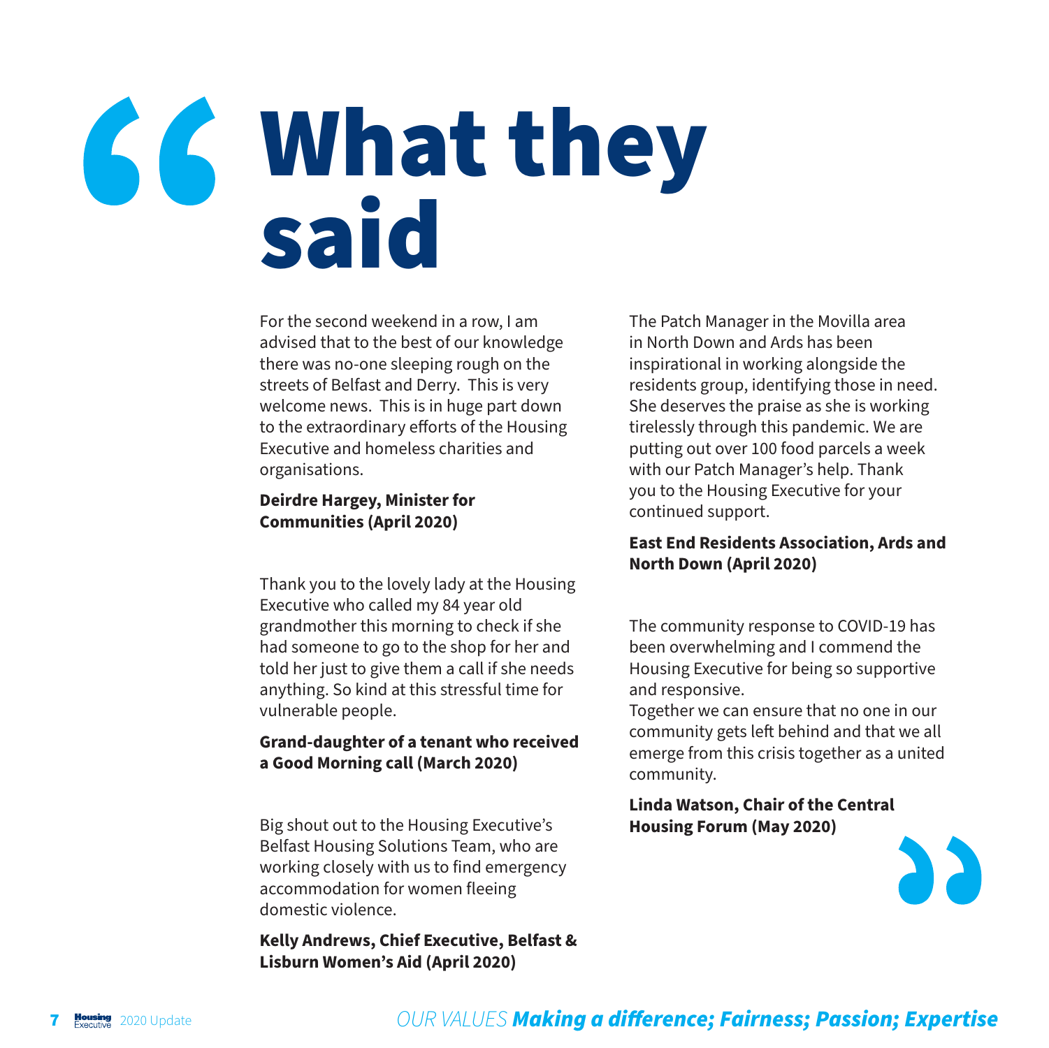# What they said

For the second weekend in a row, I am advised that to the best of our knowledge there was no-one sleeping rough on the streets of Belfast and Derry. This is very welcome news. This is in huge part down to the extraordinary efforts of the Housing Executive and homeless charities and organisations.

**Deirdre Hargey, Minister for Communities (April 2020)**

Thank you to the lovely lady at the Housing Executive who called my 84 year old grandmother this morning to check if she had someone to go to the shop for her and told her just to give them a call if she needs anything. So kind at this stressful time for vulnerable people.

**Grand-daughter of a tenant who received a Good Morning call (March 2020)**

Big shout out to the Housing Executive's Belfast Housing Solutions Team, who are working closely with us to find emergency accommodation for women fleeing domestic violence.

**Kelly Andrews, Chief Executive, Belfast & Lisburn Women's Aid (April 2020)**

The Patch Manager in the Movilla area in North Down and Ards has been inspirational in working alongside the residents group, identifying those in need. She deserves the praise as she is working tirelessly through this pandemic. We are putting out over 100 food parcels a week with our Patch Manager's help. Thank you to the Housing Executive for your continued support.

**East End Residents Association, Ards and North Down (April 2020)**

The community response to COVID-19 has been overwhelming and I commend the Housing Executive for being so supportive and responsive.
Together we can ensure that no one in our community gets left behind and that we all emerge from this crisis together as a united community.

**Linda Watson, Chair of the Central Housing Forum (May 2020)**

*OUR VALUES* ***Making a difference; Fairness; Passion; Expertise***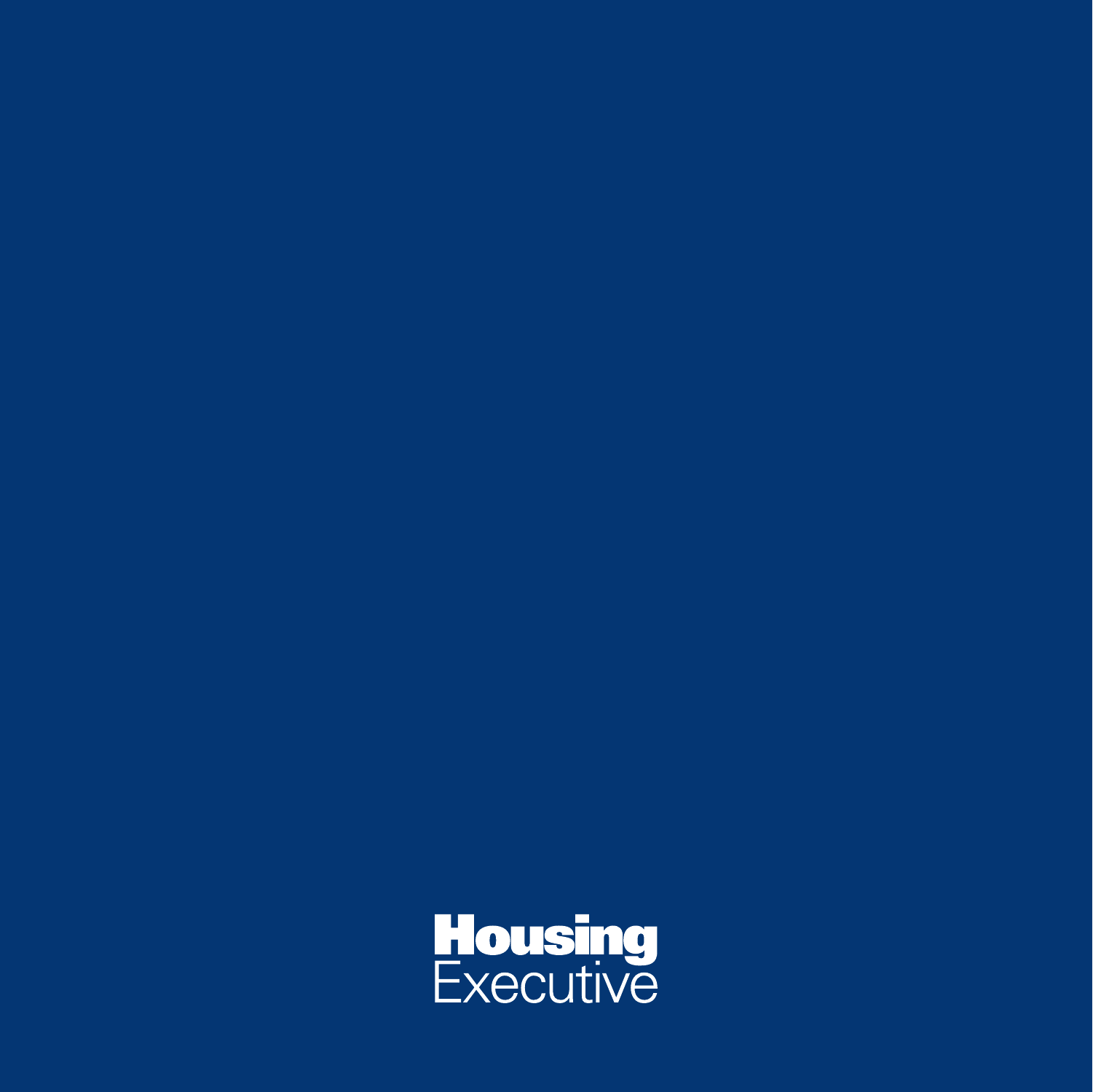**Housing**
Executive